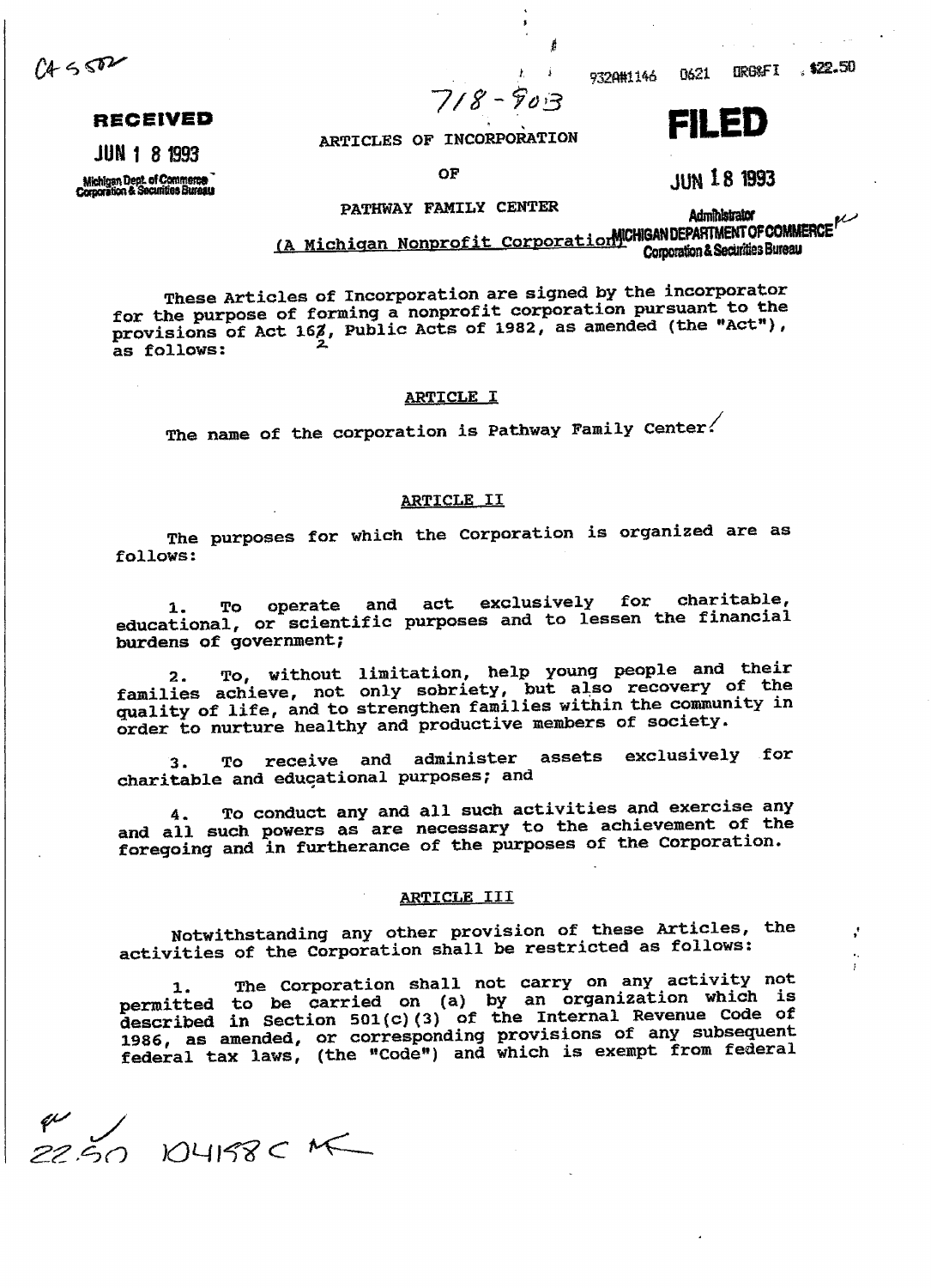C4 5572

**RECEIVED**

JUN 18 1993

Michigan Dept. of Commerce
Corporation & Securities Bureau

718-903

932A#1146 0621 ORG&FI $22.50

**FILED**

JUN 18 1993

Administrator
MICHIGAN DEPARTMENT OF COMMERCE
Corporation & Securities Bureau

# ARTICLES OF INCORPORATION

# OF

# PATHWAY FAMILY CENTER

## (A Michigan Nonprofit Corporation)

These Articles of Incorporation are signed by the incorporator for the purpose of forming a nonprofit corporation pursuant to the provisions of Act 162, Public Acts of 1982, as amended (the "Act"), as follows:

### ARTICLE I

The name of the corporation is Pathway Family Center.

### ARTICLE II

The purposes for which the Corporation is organized are as follows:

1. To operate and act exclusively for charitable, educational, or scientific purposes and to lessen the financial burdens of government;

2. To, without limitation, help young people and their families achieve, not only sobriety, but also recovery of the quality of life, and to strengthen families within the community in order to nurture healthy and productive members of society.

3. To receive and administer assets exclusively for charitable and educational purposes; and

4. To conduct any and all such activities and exercise any and all such powers as are necessary to the achievement of the foregoing and in furtherance of the purposes of the Corporation.

### ARTICLE III

Notwithstanding any other provision of these Articles, the activities of the Corporation shall be restricted as follows:

1. The Corporation shall not carry on any activity not permitted to be carried on (a) by an organization which is described in Section 501(c)(3) of the Internal Revenue Code of 1986, as amended, or corresponding provisions of any subsequent federal tax laws, (the "Code") and which is exempt from federal

22.50 104158C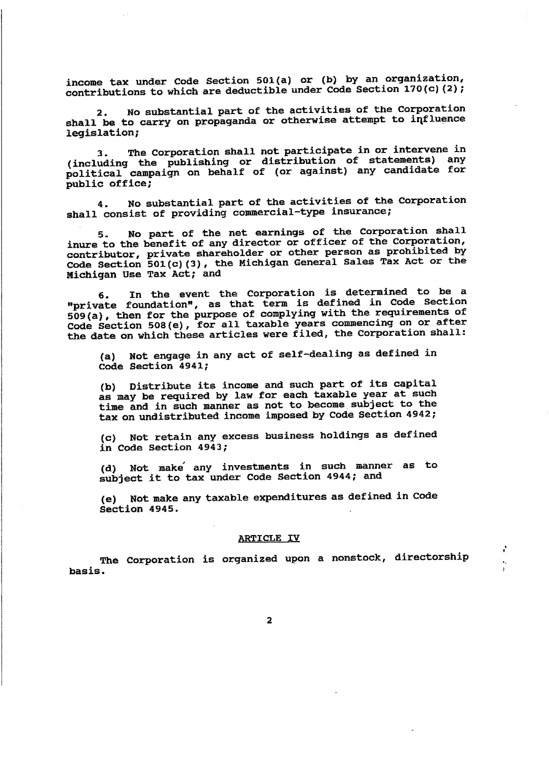income tax under Code Section 501(a) or (b) by an organization, contributions to which are deductible under Code Section 170(c)(2);

2. No substantial part of the activities of the Corporation shall be to carry on propaganda or otherwise attempt to influence legislation;

3. The Corporation shall not participate in or intervene in (including the publishing or distribution of statements) any political campaign on behalf of (or against) any candidate for public office;

4. No substantial part of the activities of the Corporation shall consist of providing commercial-type insurance;

5. No part of the net earnings of the Corporation shall inure to the benefit of any director or officer of the Corporation, contributor, private shareholder or other person as prohibited by Code Section 501(c)(3), the Michigan General Sales Tax Act or the Michigan Use Tax Act; and

6. In the event the Corporation is determined to be a "private foundation", as that term is defined in Code Section 509(a), then for the purpose of complying with the requirements of Code Section 508(e), for all taxable years commencing on or after the date on which these articles were filed, the Corporation shall:

(a) Not engage in any act of self-dealing as defined in Code Section 4941;

(b) Distribute its income and such part of its capital as may be required by law for each taxable year at such time and in such manner as not to become subject to the tax on undistributed income imposed by Code Section 4942;

(c) Not retain any excess business holdings as defined in Code Section 4943;

(d) Not make any investments in such manner as to subject it to tax under Code Section 4944; and

(e) Not make any taxable expenditures as defined in Code Section 4945.

## ARTICLE IV

The Corporation is organized upon a nonstock, directorship basis.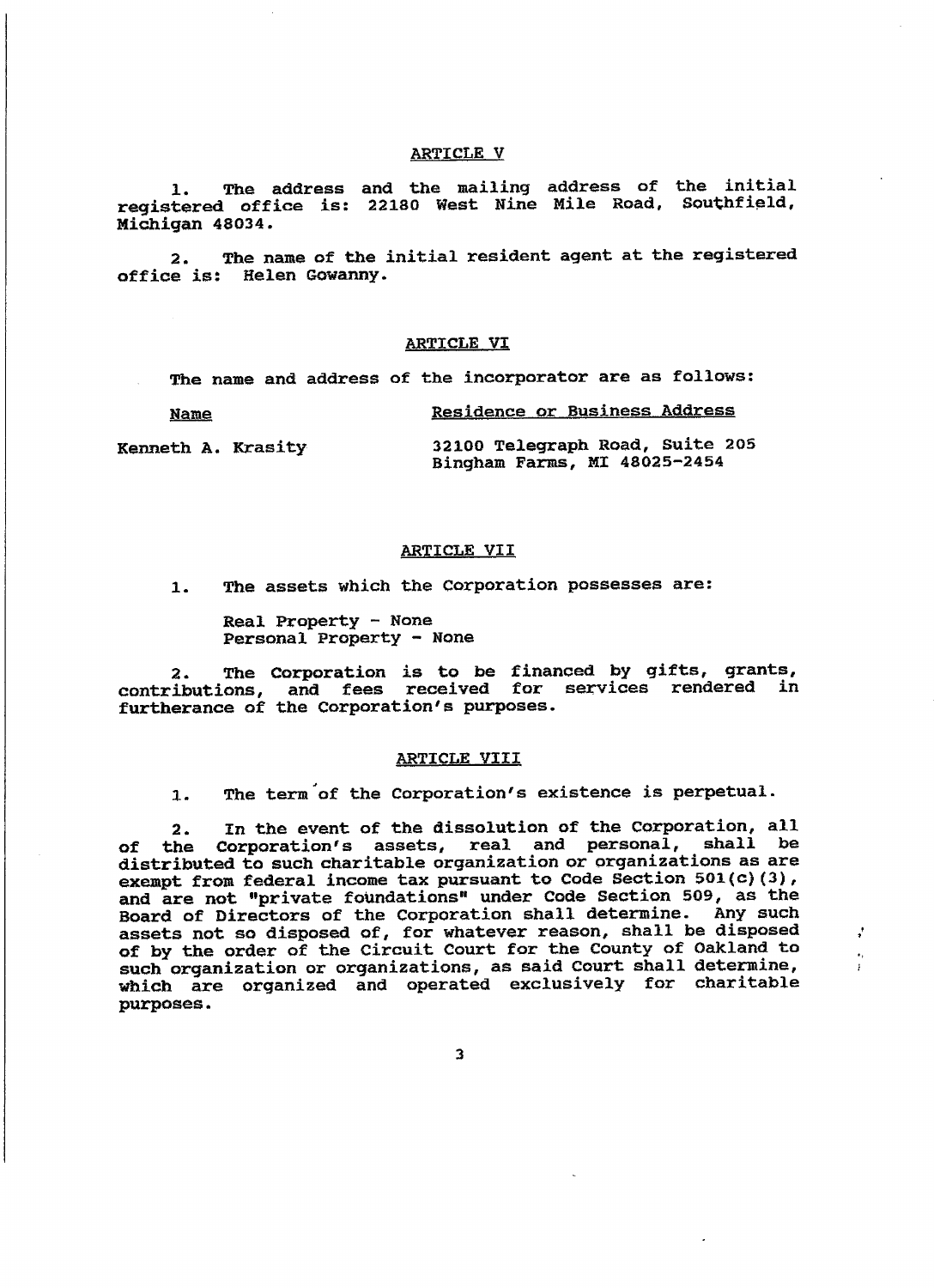## ARTICLE V

1. The address and the mailing address of the initial registered office is: 22180 West Nine Mile Road, Southfield, Michigan 48034.

2. The name of the initial resident agent at the registered office is: Helen Gowanny.

## ARTICLE VI

The name and address of the incorporator are as follows:

| Name | Residence or Business Address |
|---|---|
| Kenneth A. Krasity | 32100 Telegraph Road, Suite 205<br>Bingham Farms, MI 48025-2454 |

## ARTICLE VII

1. The assets which the Corporation possesses are:

   Real Property - None
   Personal Property - None

2. The Corporation is to be financed by gifts, grants, contributions, and fees received for services rendered in furtherance of the Corporation's purposes.

## ARTICLE VIII

1. The term of the Corporation's existence is perpetual.

2. In the event of the dissolution of the Corporation, all of the Corporation's assets, real and personal, shall be distributed to such charitable organization or organizations as are exempt from federal income tax pursuant to Code Section 501(c)(3), and are not "private foundations" under Code Section 509, as the Board of Directors of the Corporation shall determine. Any such assets not so disposed of, for whatever reason, shall be disposed of by the order of the Circuit Court for the County of Oakland to such organization or organizations, as said Court shall determine, which are organized and operated exclusively for charitable purposes.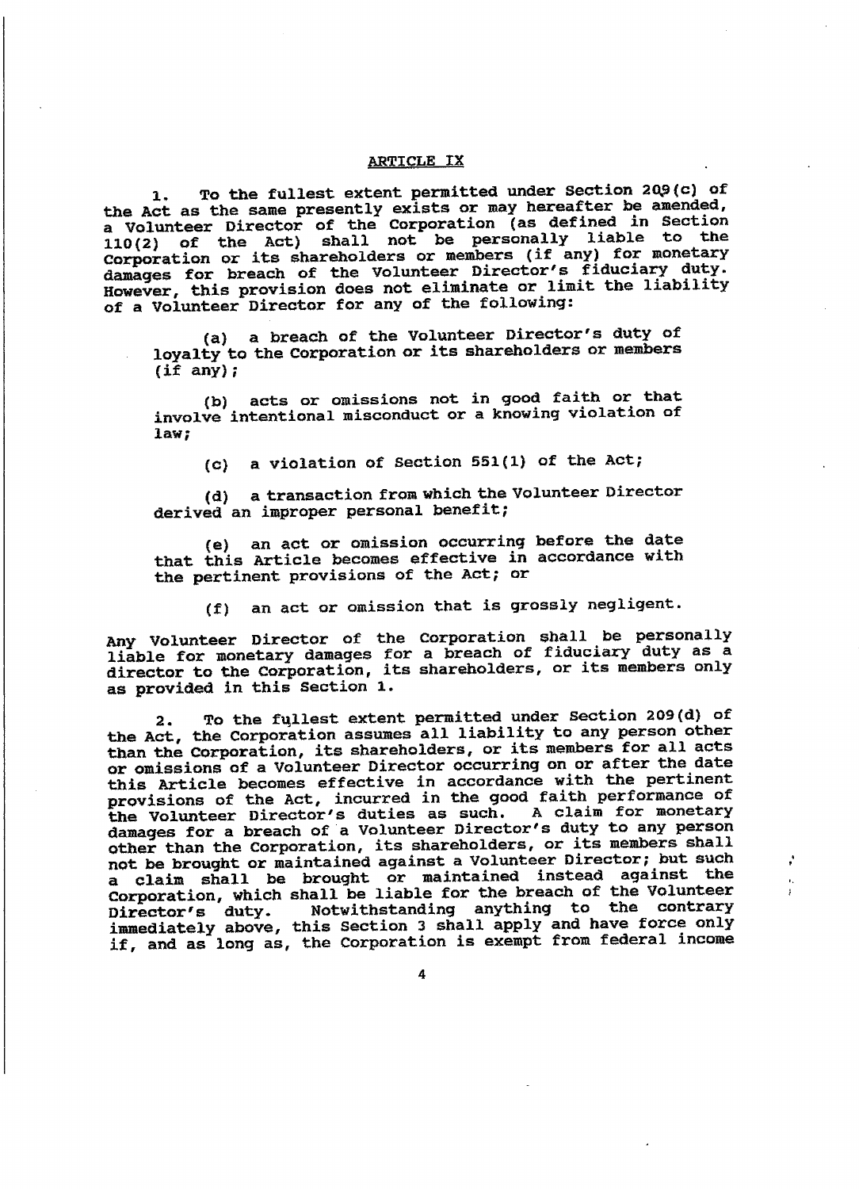## ARTICLE IX

1. To the fullest extent permitted under Section 209(c) of the Act as the same presently exists or may hereafter be amended, a Volunteer Director of the Corporation (as defined in Section 110(2) of the Act) shall not be personally liable to the Corporation or its shareholders or members (if any) for monetary damages for breach of the Volunteer Director's fiduciary duty. However, this provision does not eliminate or limit the liability of a Volunteer Director for any of the following:

   (a) a breach of the Volunteer Director's duty of loyalty to the Corporation or its shareholders or members (if any);

   (b) acts or omissions not in good faith or that involve intentional misconduct or a knowing violation of law;

   (c) a violation of Section 551(1) of the Act;

   (d) a transaction from which the Volunteer Director derived an improper personal benefit;

   (e) an act or omission occurring before the date that this Article becomes effective in accordance with the pertinent provisions of the Act; or

   (f) an act or omission that is grossly negligent.

Any Volunteer Director of the Corporation shall be personally liable for monetary damages for a breach of fiduciary duty as a director to the Corporation, its shareholders, or its members only as provided in this Section 1.

2. To the fullest extent permitted under Section 209(d) of the Act, the Corporation assumes all liability to any person other than the Corporation, its shareholders, or its members for all acts or omissions of a Volunteer Director occurring on or after the date this Article becomes effective in accordance with the pertinent provisions of the Act, incurred in the good faith performance of the Volunteer Director's duties as such. A claim for monetary damages for a breach of a Volunteer Director's duty to any person other than the Corporation, its shareholders, or its members shall not be brought or maintained against a Volunteer Director; but such a claim shall be brought or maintained instead against the Corporation, which shall be liable for the breach of the Volunteer Director's duty. Notwithstanding anything to the contrary immediately above, this Section 3 shall apply and have force only if, and as long as, the Corporation is exempt from federal income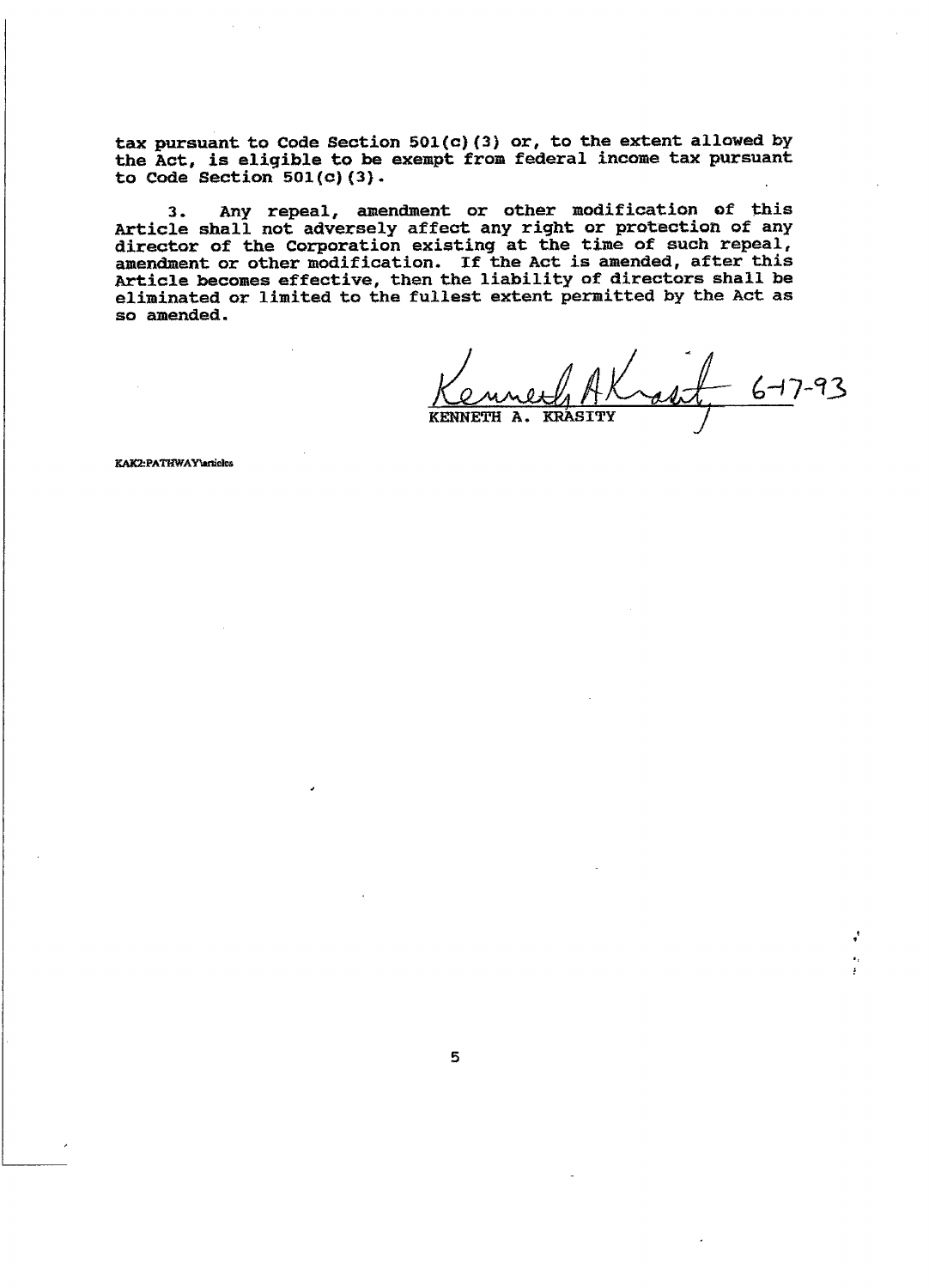tax pursuant to Code Section 501(c)(3) or, to the extent allowed by the Act, is eligible to be exempt from federal income tax pursuant to Code Section 501(c)(3).

3. Any repeal, amendment or other modification of this Article shall not adversely affect any right or protection of any director of the Corporation existing at the time of such repeal, amendment or other modification. If the Act is amended, after this Article becomes effective, then the liability of directors shall be eliminated or limited to the fullest extent permitted by the Act as so amended.

Kenneth A Krasity 6-17-93

KENNETH A. KRASITY

KAK2:PATHWAY\articles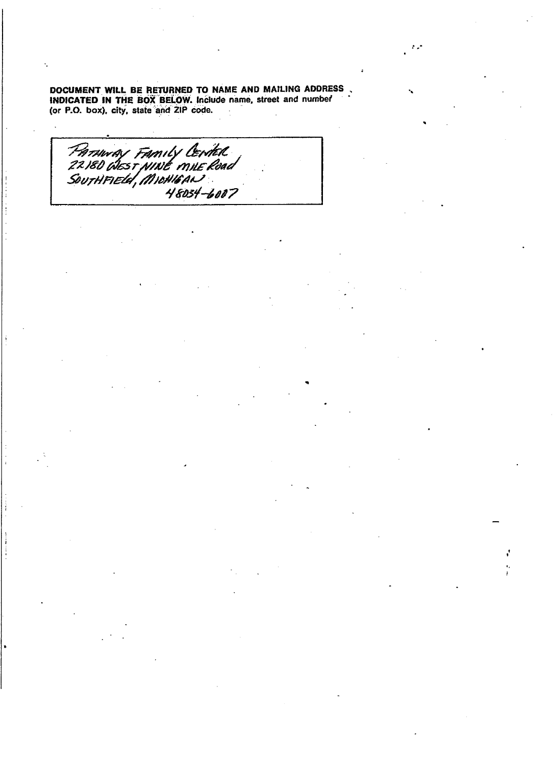**DOCUMENT WILL BE RETURNED TO NAME AND MAILING ADDRESS INDICATED IN THE BOX BELOW.** Include name, street and number (or P.O. box), city, state and ZIP code.

PATHWAY FAMILY CENTER
22180 WEST NINE MILE ROAD
SOUTHFIELD, MICHIGAN
48034-6007